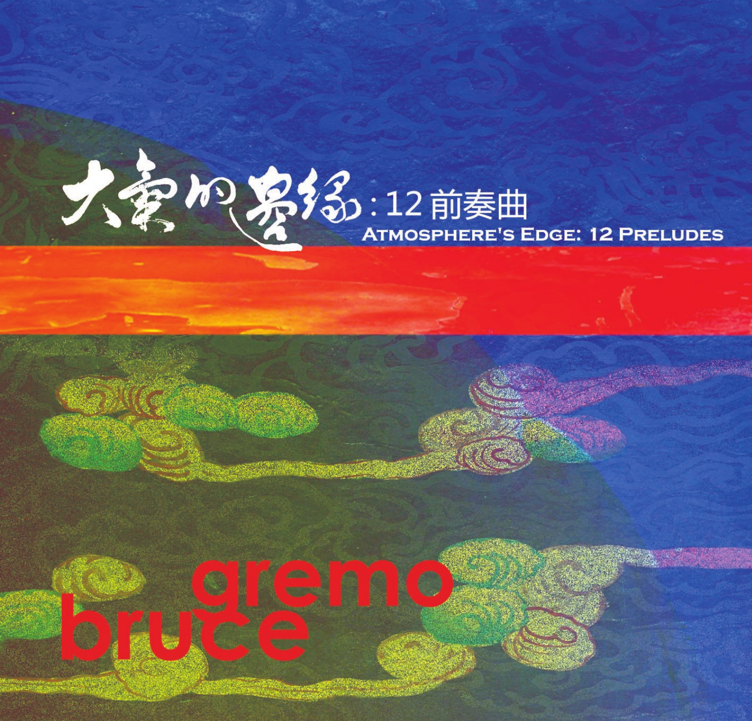# 大氣的邊緣：12 前奏曲

## ATMOSPHERE'S EDGE: 12 PRELUDES

**gremo bruce**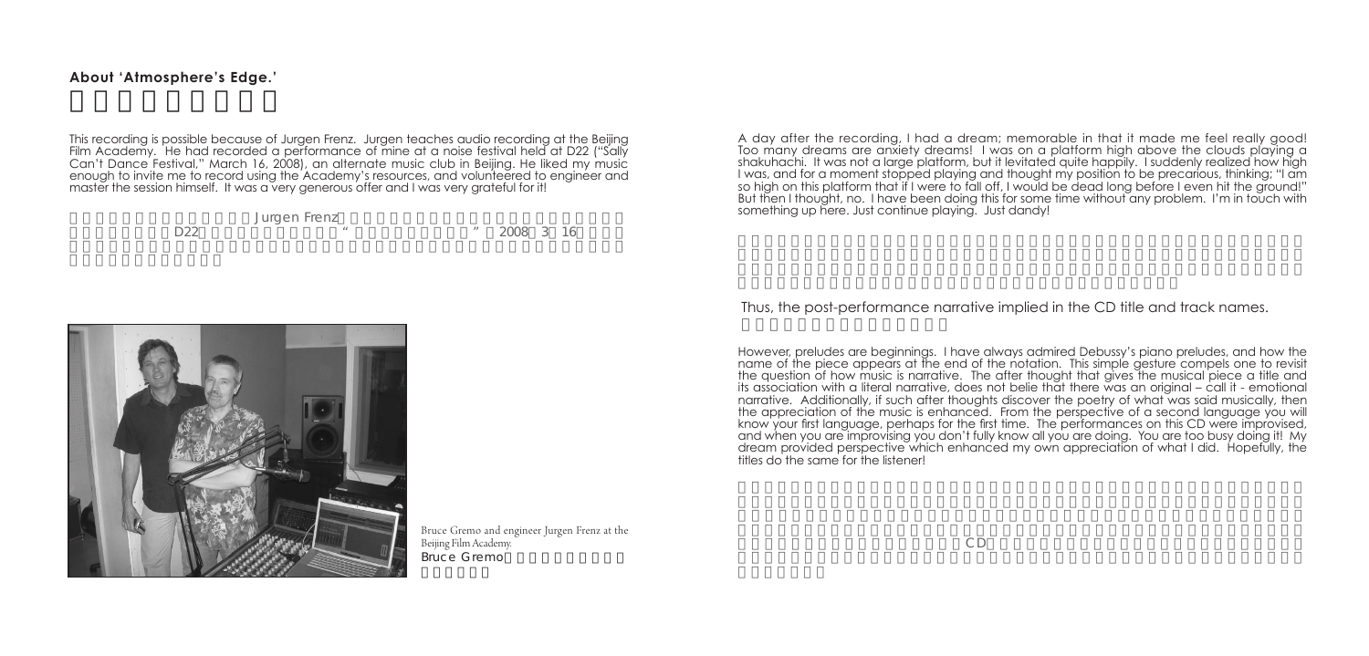## About 'Atmosphere's Edge.'

This recording is possible because of Jurgen Frenz. Jurgen teaches audio recording at the Beijing Film Academy. He had recorded a performance of mine at a noise festival held at D22 ("Sally Can't Dance Festival," March 16, 2008), an alternate music club in Beijing. He liked my music enough to invite me to record using the Academy's resources, and volunteered to engineer and master the session himself. It was a very generous offer and I was very grateful for it!

Jurgen Frenz D22 " " 2008 3 16

Bruce Gremo and engineer Jurgen Frenz at the Beijing Film Academy.
Bruce Gremo

A day after the recording, I had a dream; memorable in that it made me feel really good! Too many dreams are anxiety dreams! I was on a platform high above the clouds playing a shakuhachi. It was not a large platform, but it levitated quite happily. I suddenly realized how high I was, and for a moment stopped playing and thought my position to be precarious, thinking; "I am so high on this platform that if I were to fall off, I would be dead long before I even hit the ground!" But then I thought, no. I have been doing this for some time without any problem. I'm in touch with something up here. Just continue playing. Just dandy!

Thus, the post-performance narrative implied in the CD title and track names.

However, preludes are beginnings. I have always admired Debussy's piano preludes, and how the name of the piece appears at the end of the notation. This simple gesture compels one to revisit the question of how music is narrative. The after thought that gives the musical piece a title and its association with a literal narrative, does not belie that there was an original – call it - emotional narrative. Additionally, if such after thoughts discover the poetry of what was said musically, then the appreciation of the music is enhanced. From the perspective of a second language you will know your first language, perhaps for the first time. The performances on this CD were improvised, and when you are improvising you don't fully know all you are doing. You are too busy doing it! My dream provided perspective which enhanced my own appreciation of what I did. Hopefully, the titles do the same for the listener!

CD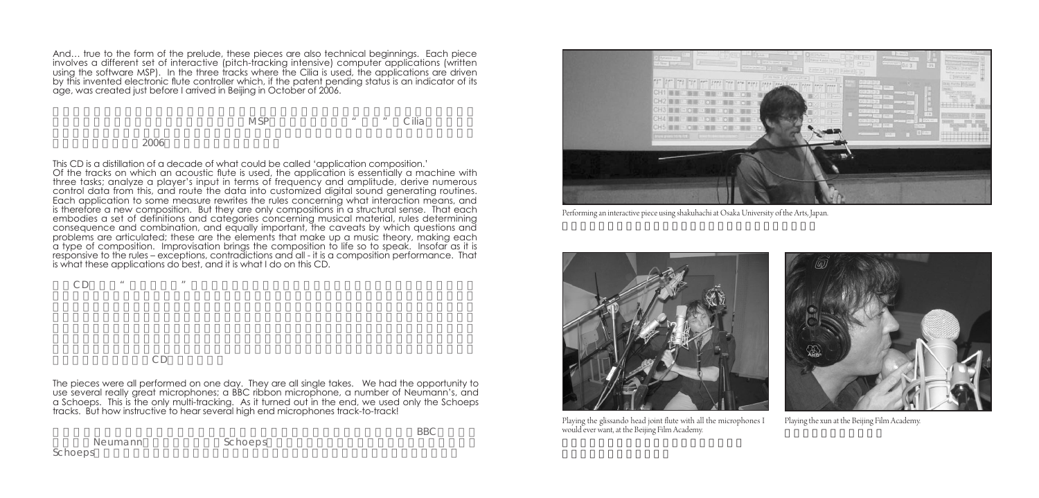And… true to the form of the prelude, these pieces are also technical beginnings. Each piece involves a different set of interactive (pitch-tracking intensive) computer applications (written using the software MSP). In the three tracks where the Cilia is used, the applications are driven by this invented electronic flute controller which, if the patent pending status is an indicator of its age, was created just before I arrived in Beijing in October of 2006.

MSP “ ” Cilia

2006

This CD is a distillation of a decade of what could be called 'application composition.'
Of the tracks on which an acoustic flute is used, the application is essentially a machine with three tasks; analyze a player's input in terms of frequency and amplitude, derive numerous control data from this, and route the data into customized digital sound generating routines. Each application to some measure rewrites the rules concerning what interaction means, and is therefore a new composition. But they are only compositions in a structural sense. That each embodies a set of definitions and categories concerning musical material, rules determining consequence and combination, and equally important, the caveats by which questions and problems are articulated; these are the elements that make up a music theory, making each a type of composition. Improvisation brings the composition to life so to speak. Insofar as it is responsive to the rules – exceptions, contradictions and all - it is a composition performance. That is what these applications do best, and it is what I do on this CD.

CD “ ”

CD

The pieces were all performed on one day. They are all single takes. We had the opportunity to use several really great microphones; a BBC ribbon microphone, a number of Neumann's, and a Schoeps. This is the only multi-tracking. As it turned out in the end, we used only the Schoeps tracks. But how instructive to hear several high end microphones track-to-track!

BBC
Neumann Schoeps
Schoeps

Performing an interactive piece using shakuhachi at Osaka University of the Arts, Japan.

Playing the glissando head joint flute with all the microphones I would ever want, at the Beijing Film Academy.

Playing the xun at the Beijing Film Academy.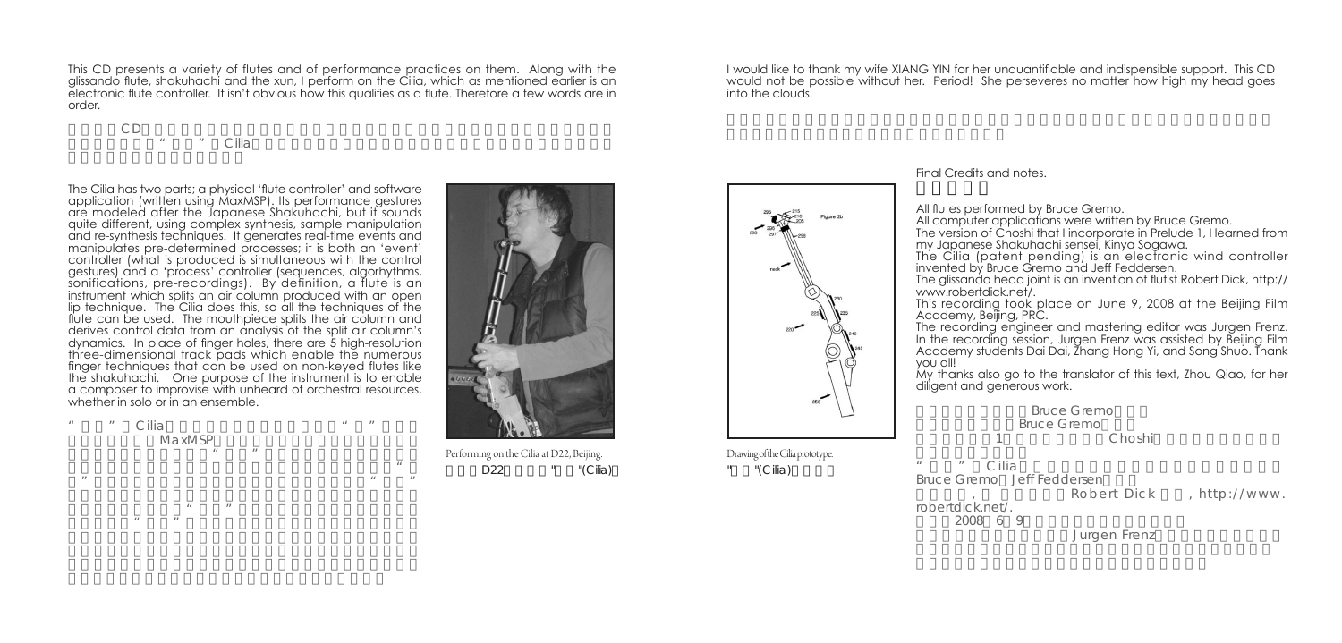This CD presents a variety of flutes and of performance practices on them. Along with the glissando flute, shakuhachi and the xun, I perform on the Cilia, which as mentioned earlier is an electronic flute controller. It isn't obvious how this qualifies as a flute. Therefore a few words are in order.

CD

" " Cilia

The Cilia has two parts; a physical 'flute controller' and software application (written using MaxMSP). Its performance gestures are modeled after the Japanese Shakuhachi, but it sounds quite different, using complex synthesis, sample manipulation and re-synthesis techniques. It generates real-time events and manipulates pre-determined processes; it is both an 'event' controller (what is produced is simultaneous with the control gestures) and a 'process' controller (sequences, algorhythms, sonifications, pre-recordings). By definition, a flute is an instrument which splits an air column produced with an open lip technique. The Cilia does this, so all the techniques of the flute can be used. The mouthpiece splits the air column and derives control data from an analysis of the split air column's dynamics. In place of finger holes, there are 5 high-resolution three-dimensional track pads which enable the numerous finger techniques that can be used on non-keyed flutes like the shakuhachi. One purpose of the instrument is to enable a composer to improvise with unheard of orchestral resources, whether in solo or in an ensemble.

" " Cilia " "

MaxMSP

" " " " " "

" "

" "

Performing on the Cilia at D22, Beijing.

D22 " "(Cilia)

I would like to thank my wife XIANG YIN for her unquantifiable and indispensible support. This CD would not be possible without her. Period! She perseveres no matter how high my head goes into the clouds.

Drawing of the Cilia prototype.

" "(Cilia)

Final Credits and notes.

All flutes performed by Bruce Gremo.
All computer applications were written by Bruce Gremo.
The version of Choshi that I incorporate in Prelude 1, I learned from my Japanese Shakuhachi sensei, Kinya Sogawa.
The Cilia (patent pending) is an electronic wind controller invented by Bruce Gremo and Jeff Feddersen.
The glissando head joint is an invention of flutist Robert Dick, http://www.robertdick.net/.
This recording took place on June 9, 2008 at the Beijing Film Academy, Beijing, PRC.
The recording engineer and mastering editor was Jurgen Frenz. In the recording session, Jurgen Frenz was assisted by Beijing Film Academy students Dai Dai, Zhang Hong Yi, and Song Shuo. Thank you all!
My thanks also go to the translator of this text, Zhou Qiao, for her diligent and generous work.

Bruce Gremo
Bruce Gremo
1 Choshi

" " Cilia
Bruce Gremo Jeff Feddersen
, Robert Dick , http://www.robertdick.net/.
2008 6 9
Jurgen Frenz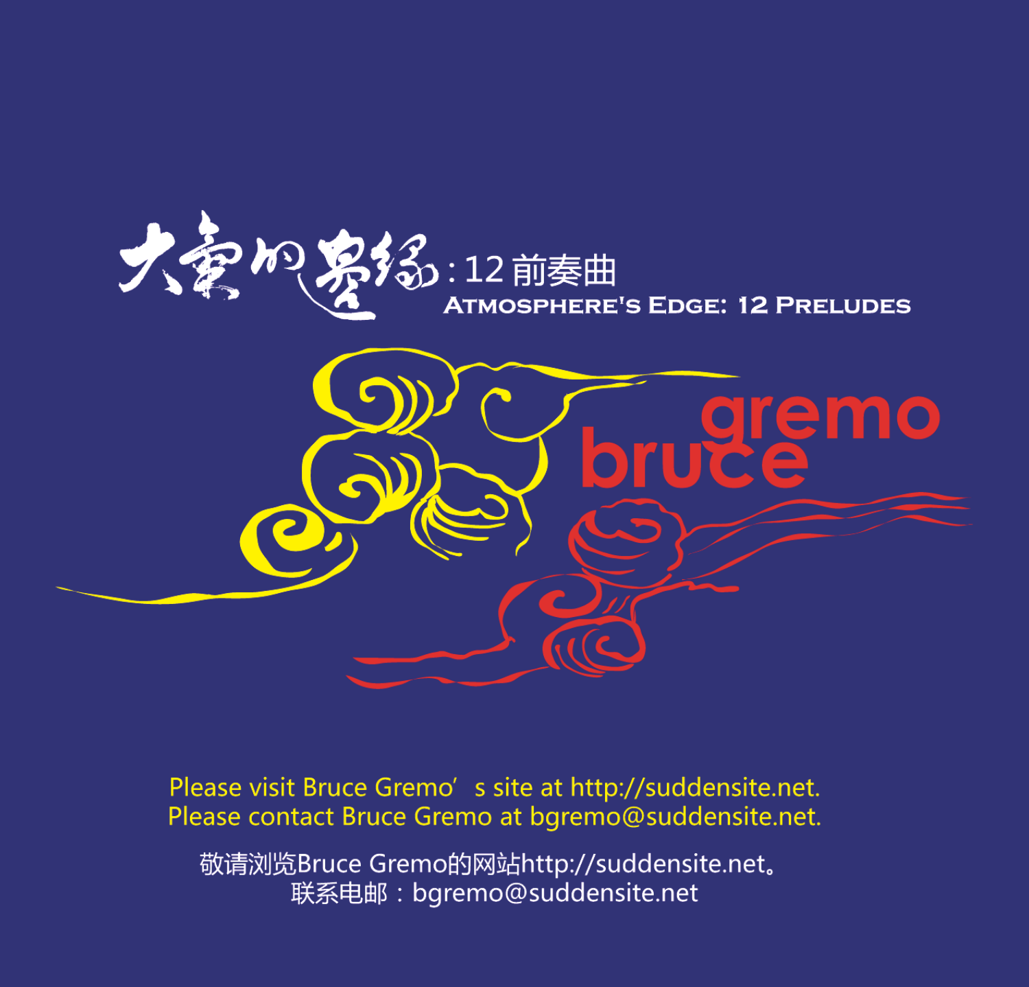大氣的邊緣：12 前奏曲

ATMOSPHERE'S EDGE: 12 PRELUDES

bruce gremo

Please visit Bruce Gremo’s site at http://suddensite.net.
Please contact Bruce Gremo at bgremo@suddensite.net.

敬请浏览Bruce Gremo的网站http://suddensite.net。
联系电邮：bgremo@suddensite.net